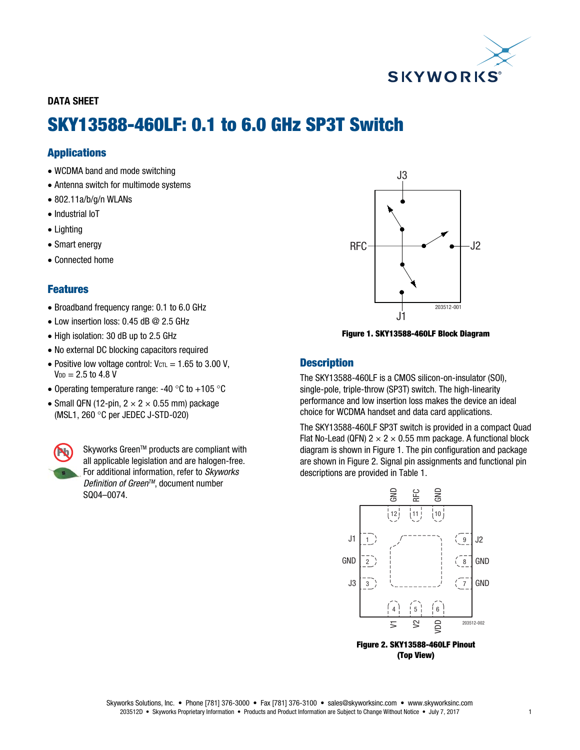DATA SHEET

# SKY13588-460LF: 0.1 to 6.0 GHz SP3T Switch

## Applications

- WCDMA band and mode switching
- Antenna switch for multimode systems
- 802.11a/b/g/n WLANs
- Industrial IoT
- Lighting
- Smart energy
- Connected home

## Features

- Broadband frequency range: 0.1 to 6.0 GHz
- Low insertion loss: 0.45 dB @ 2.5 GHz
- High isolation: 30 dB up to 2.5 GHz
- No external DC blocking capacitors required
- Positive low voltage control: $V_{CTL}$ = 1.65 to 3.00 V, $V_{DD}$ = 2.5 to 4.8 V
- Operating temperature range: -40 °C to +105 °C
- Small QFN (12-pin, 2 × 2 × 0.55 mm) package (MSL1, 260 °C per JEDEC J-STD-020)

Skyworks Green™ products are compliant with all applicable legislation and are halogen-free. For additional information, refer to *Skyworks Definition of Green™*, document number SQ04–0074.

**Figure 1. SKY13588-460LF Block Diagram**

## Description

The SKY13588-460LF is a CMOS silicon-on-insulator (SOI), single-pole, triple-throw (SP3T) switch. The high-linearity performance and low insertion loss makes the device an ideal choice for WCDMA handset and data card applications.

The SKY13588-460LF SP3T switch is provided in a compact Quad Flat No-Lead (QFN) 2 × 2 × 0.55 mm package. A functional block diagram is shown in Figure 1. The pin configuration and package are shown in Figure 2. Signal pin assignments and functional pin descriptions are provided in Table 1.

**Figure 2. SKY13588-460LF Pinout (Top View)**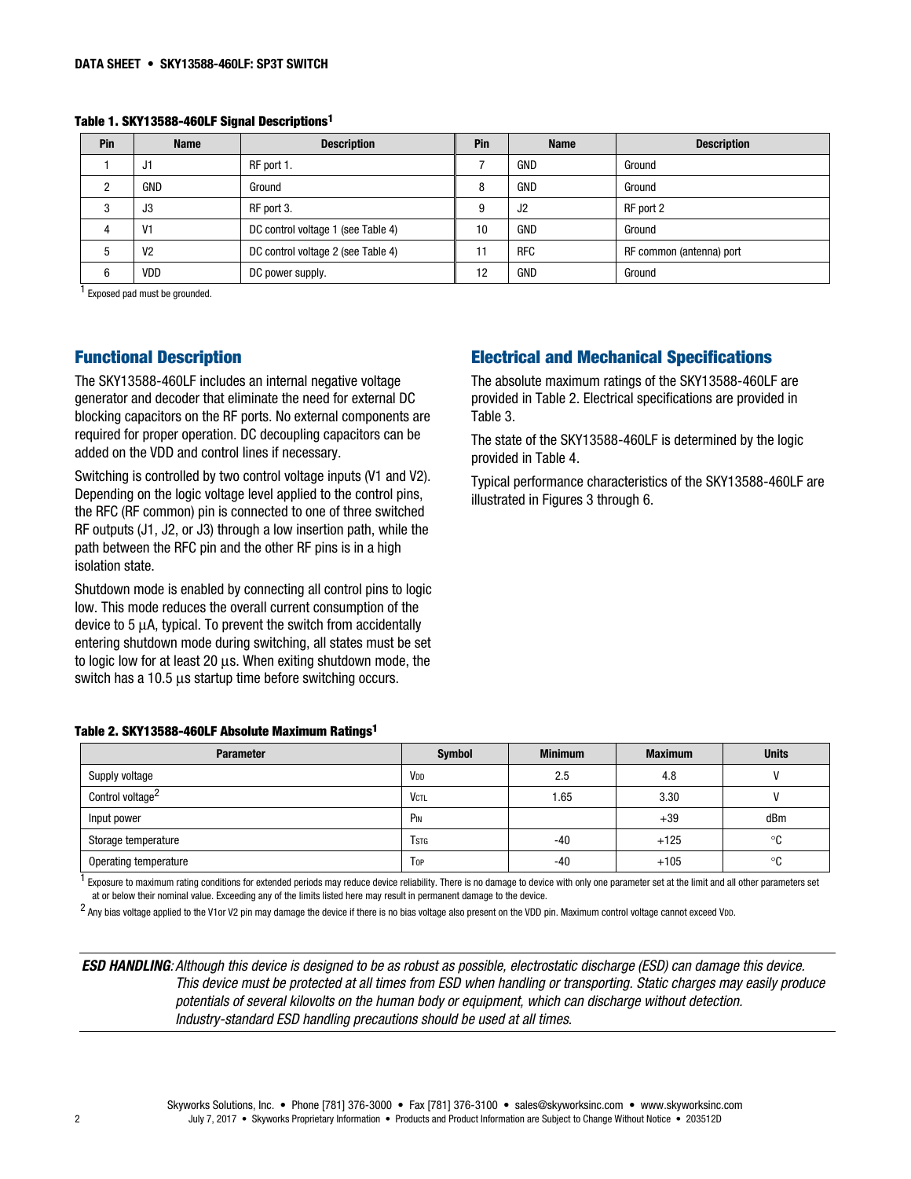**Table 1. SKY13588-460LF Signal Descriptions[1]**

| Pin | Name | Description | Pin | Name | Description |
|---|---|---|---|---|---|
| 1 | J1 | RF port 1. | 7 | GND | Ground |
| 2 | GND | Ground | 8 | GND | Ground |
| 3 | J3 | RF port 3. | 9 | J2 | RF port 2 |
| 4 | V1 | DC control voltage 1 (see Table 4) | 10 | GND | Ground |
| 5 | V2 | DC control voltage 2 (see Table 4) | 11 | RFC | RF common (antenna) port |
| 6 | VDD | DC power supply. | 12 | GND | Ground |

[1] Exposed pad must be grounded.

## Functional Description

The SKY13588-460LF includes an internal negative voltage generator and decoder that eliminate the need for external DC blocking capacitors on the RF ports. No external components are required for proper operation. DC decoupling capacitors can be added on the VDD and control lines if necessary.

Switching is controlled by two control voltage inputs (V1 and V2). Depending on the logic voltage level applied to the control pins, the RFC (RF common) pin is connected to one of three switched RF outputs (J1, J2, or J3) through a low insertion path, while the path between the RFC pin and the other RF pins is in a high isolation state.

Shutdown mode is enabled by connecting all control pins to logic low. This mode reduces the overall current consumption of the device to 5 μA, typical. To prevent the switch from accidentally entering shutdown mode during switching, all states must be set to logic low for at least 20 μs. When exiting shutdown mode, the switch has a 10.5 μs startup time before switching occurs.

## Electrical and Mechanical Specifications

The absolute maximum ratings of the SKY13588-460LF are provided in Table 2. Electrical specifications are provided in Table 3.

The state of the SKY13588-460LF is determined by the logic provided in Table 4.

Typical performance characteristics of the SKY13588-460LF are illustrated in Figures 3 through 6.

**Table 2. SKY13588-460LF Absolute Maximum Ratings[1]**

| Parameter | Symbol | Minimum | Maximum | Units |
|---|---|---|---|---|
| Supply voltage | $V_{DD}$ | 2.5 | 4.8 | V |
| Control voltage[2] | $V_{CTL}$ | 1.65 | 3.30 | V |
| Input power | $P_{IN}$ | | +39 | dBm |
| Storage temperature | $T_{STG}$ | -40 | +125 | °C |
| Operating temperature | $T_{OP}$ | -40 | +105 | °C |

[1] Exposure to maximum rating conditions for extended periods may reduce device reliability. There is no damage to device with only one parameter set at the limit and all other parameters set at or below their nominal value. Exceeding any of the limits listed here may result in permanent damage to the device.

[2] Any bias voltage applied to the V1or V2 pin may damage the device if there is no bias voltage also present on the VDD pin. Maximum control voltage cannot exceed $V_{DD}$.

***ESD HANDLING****: Although this device is designed to be as robust as possible, electrostatic discharge (ESD) can damage this device. This device must be protected at all times from ESD when handling or transporting. Static charges may easily produce potentials of several kilovolts on the human body or equipment, which can discharge without detection. Industry-standard ESD handling precautions should be used at all times.*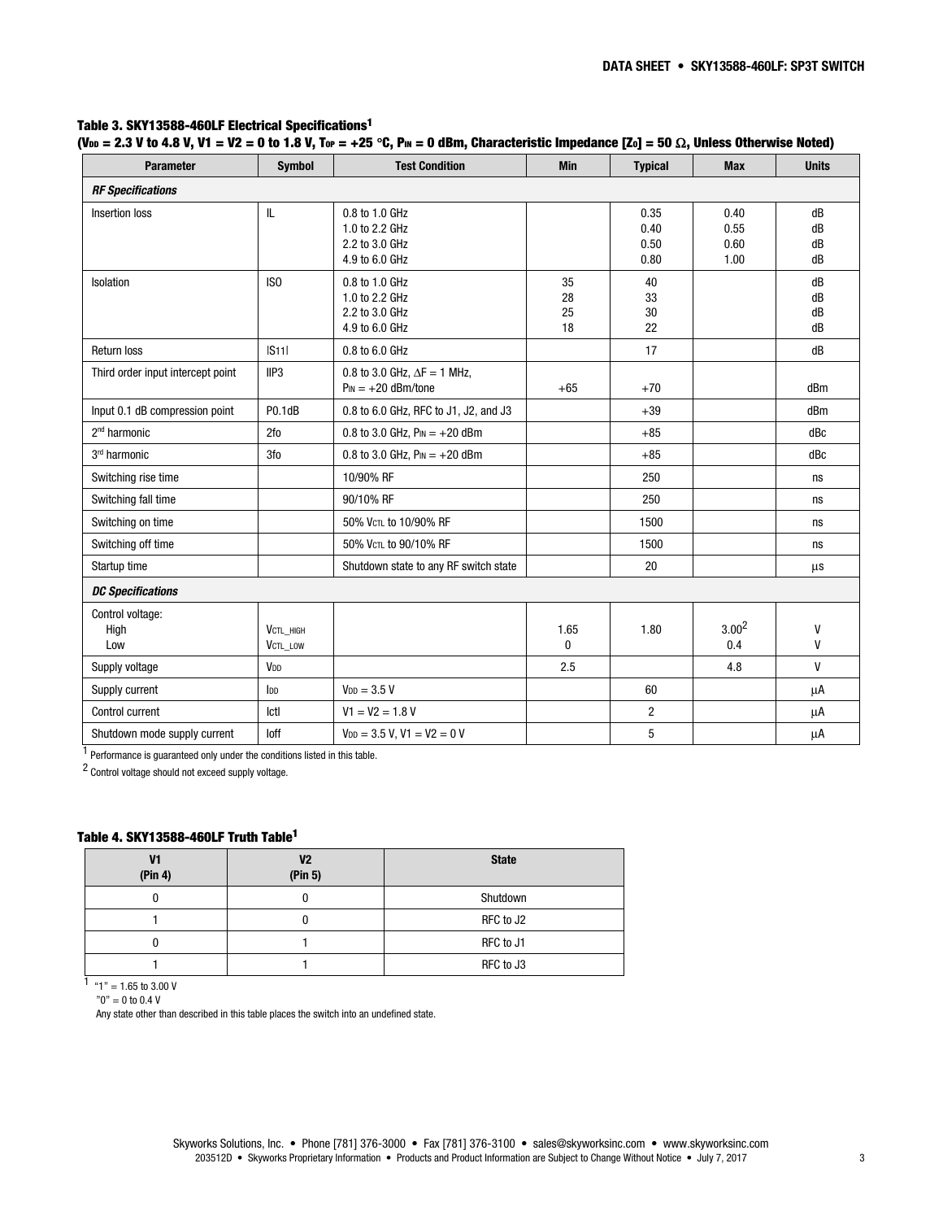**Table 3. SKY13588-460LF Electrical Specifications[1]**
**($V_{DD}$ = 2.3 V to 4.8 V, V1 = V2 = 0 to 1.8 V, $T_{OP}$ = +25 °C, $P_{IN}$ = 0 dBm, Characteristic Impedance [$Z_0$] = 50 Ω, Unless Otherwise Noted)**

| Parameter | Symbol | Test Condition | Min | Typical | Max | Units |
|---|---|---|---|---|---|---|
| ***RF Specifications*** | | | | | | |
| Insertion loss | IL | 0.8 to 1.0 GHz<br>1.0 to 2.2 GHz<br>2.2 to 3.0 GHz<br>4.9 to 6.0 GHz | | 0.35<br>0.40<br>0.50<br>0.80 | 0.40<br>0.55<br>0.60<br>1.00 | dB<br>dB<br>dB<br>dB |
| Isolation | ISO | 0.8 to 1.0 GHz<br>1.0 to 2.2 GHz<br>2.2 to 3.0 GHz<br>4.9 to 6.0 GHz | 35<br>28<br>25<br>18 | 40<br>33<br>30<br>22 | | dB<br>dB<br>dB<br>dB |
| Return loss | \|S11\| | 0.8 to 6.0 GHz | | 17 | | dB |
| Third order input intercept point | IIP3 | 0.8 to 3.0 GHz, ΔF = 1 MHz, $P_{IN}$ = +20 dBm/tone | +65 | +70 | | dBm |
| Input 0.1 dB compression point | P0.1dB | 0.8 to 6.0 GHz, RFC to J1, J2, and J3 | | +39 | | dBm |
| 2nd harmonic | 2fo | 0.8 to 3.0 GHz, $P_{IN}$ = +20 dBm | | +85 | | dBc |
| 3rd harmonic | 3fo | 0.8 to 3.0 GHz, $P_{IN}$ = +20 dBm | | +85 | | dBc |
| Switching rise time | | 10/90% RF | | 250 | | ns |
| Switching fall time | | 90/10% RF | | 250 | | ns |
| Switching on time | | 50% $V_{CTL}$ to 10/90% RF | | 1500 | | ns |
| Switching off time | | 50% $V_{CTL}$ to 90/10% RF | | 1500 | | ns |
| Startup time | | Shutdown state to any RF switch state | | 20 | | µs |
| ***DC Specifications*** | | | | | | |
| Control voltage:<br>High<br>Low | <br>$V_{CTL\_HIGH}$<br>$V_{CTL\_LOW}$ | | <br>1.65<br>0 | <br>1.80<br> | <br>3.00[2]<br>0.4 | <br>V<br>V |
| Supply voltage | $V_{DD}$ | | 2.5 | | 4.8 | V |
| Supply current | $I_{DD}$ | $V_{DD}$ = 3.5 V | | 60 | | µA |
| Control current | Ictl | V1 = V2 = 1.8 V | | 2 | | µA |
| Shutdown mode supply current | Ioff | $V_{DD}$ = 3.5 V, V1 = V2 = 0 V | | 5 | | µA |

[1] Performance is guaranteed only under the conditions listed in this table.

[2] Control voltage should not exceed supply voltage.

**Table 4. SKY13588-460LF Truth Table[1]**

| V1 (Pin 4) | V2 (Pin 5) | State |
|---|---|---|
| 0 | 0 | Shutdown |
| 1 | 0 | RFC to J2 |
| 0 | 1 | RFC to J1 |
| 1 | 1 | RFC to J3 |

[1] "1" = 1.65 to 3.00 V
"0" = 0 to 0.4 V
Any state other than described in this table places the switch into an undefined state.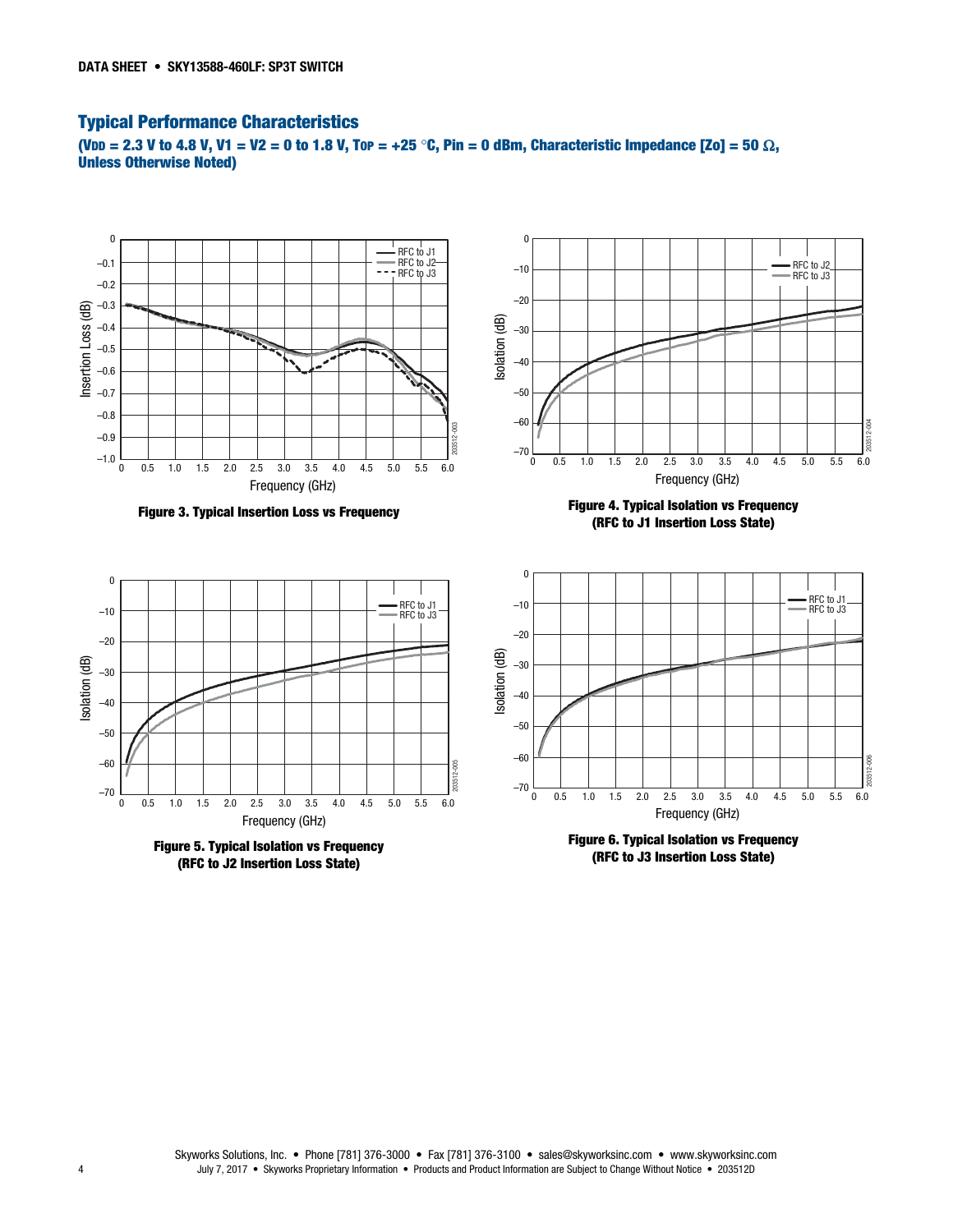## Typical Performance Characteristics

**($V_{DD}$ = 2.3 V to 4.8 V, V1 = V2 = 0 to 1.8 V, $T_{OP}$ = +25 °C, Pin = 0 dBm, Characteristic Impedance [Zo] = 50 Ω, Unless Otherwise Noted)**

**Figure 3. Typical Insertion Loss vs Frequency**

**Figure 4. Typical Isolation vs Frequency (RFC to J1 Insertion Loss State)**

**Figure 5. Typical Isolation vs Frequency (RFC to J2 Insertion Loss State)**

**Figure 6. Typical Isolation vs Frequency (RFC to J3 Insertion Loss State)**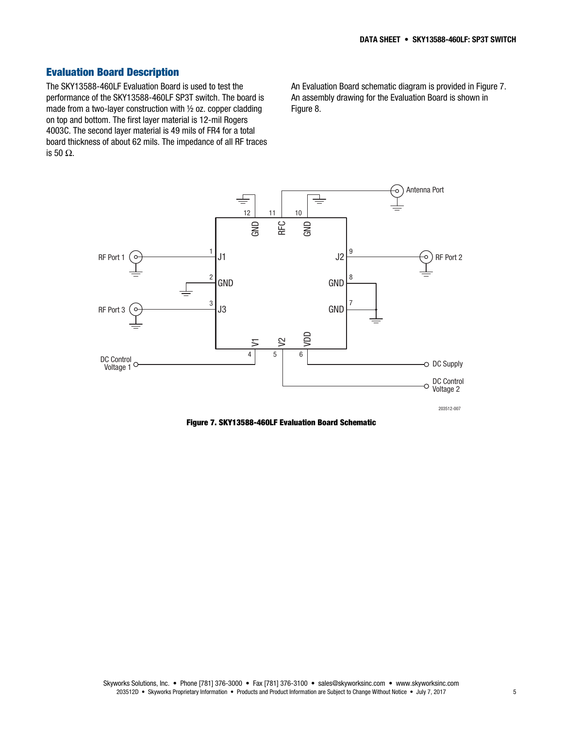## Evaluation Board Description

The SKY13588-460LF Evaluation Board is used to test the performance of the SKY13588-460LF SP3T switch. The board is made from a two-layer construction with ½ oz. copper cladding on top and bottom. The first layer material is 12-mil Rogers 4003C. The second layer material is 49 mils of FR4 for a total board thickness of about 62 mils. The impedance of all RF traces is 50 Ω.

An Evaluation Board schematic diagram is provided in Figure 7. An assembly drawing for the Evaluation Board is shown in Figure 8.

**Figure 7. SKY13588-460LF Evaluation Board Schematic**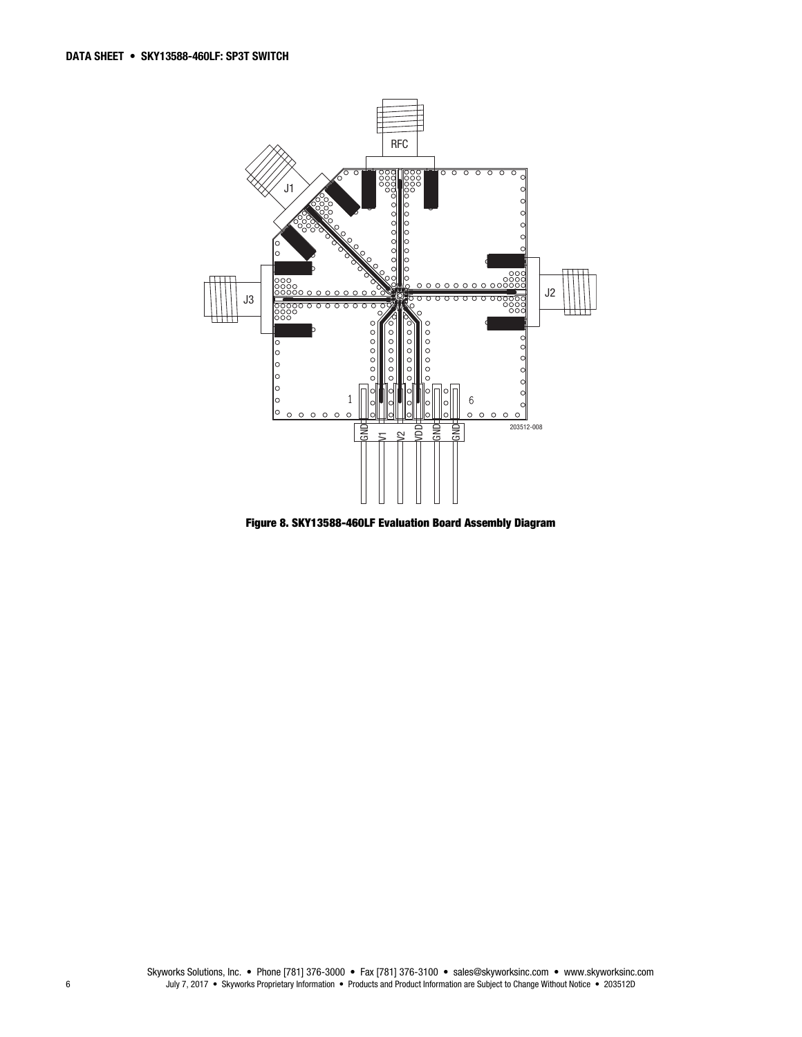Figure 8. SKY13588-460LF Evaluation Board Assembly Diagram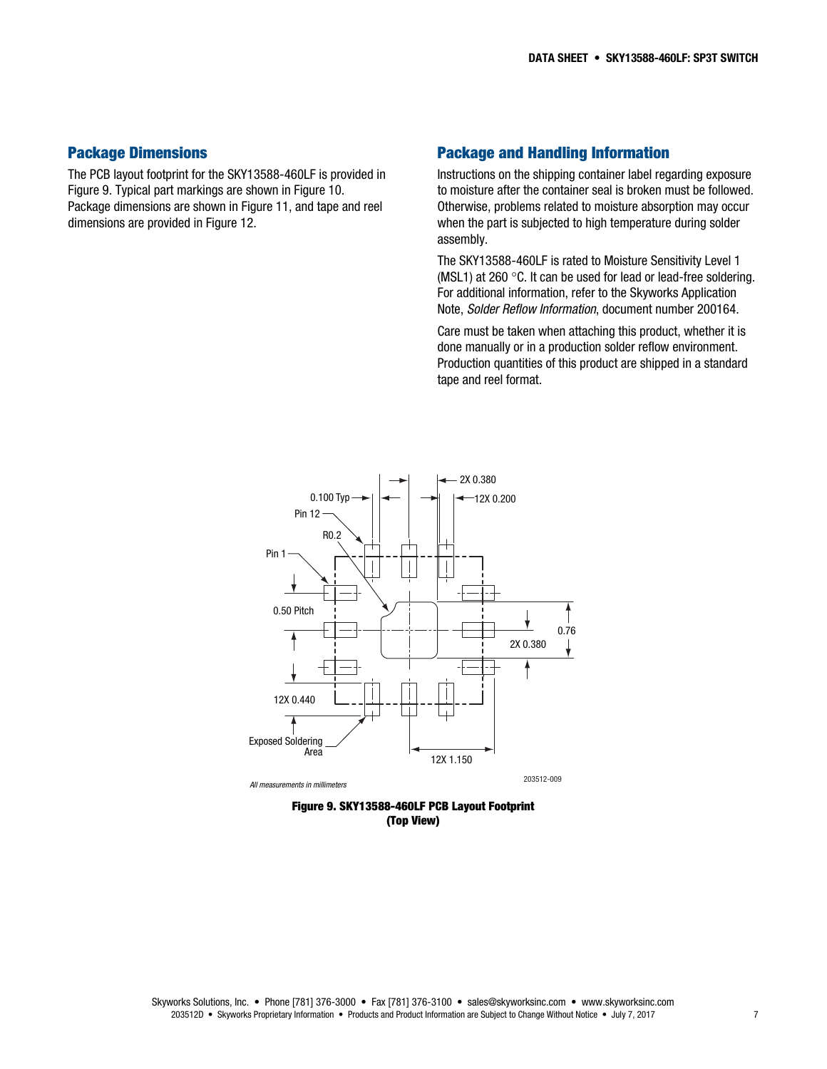## Package Dimensions

The PCB layout footprint for the SKY13588-460LF is provided in Figure 9. Typical part markings are shown in Figure 10. Package dimensions are shown in Figure 11, and tape and reel dimensions are provided in Figure 12.

## Package and Handling Information

Instructions on the shipping container label regarding exposure to moisture after the container seal is broken must be followed. Otherwise, problems related to moisture absorption may occur when the part is subjected to high temperature during solder assembly.

The SKY13588-460LF is rated to Moisture Sensitivity Level 1 (MSL1) at 260 °C. It can be used for lead or lead-free soldering. For additional information, refer to the Skyworks Application Note, *Solder Reflow Information*, document number 200164.

Care must be taken when attaching this product, whether it is done manually or in a production solder reflow environment. Production quantities of this product are shipped in a standard tape and reel format.

0.100 Typ
Pin 12
R0.2
Pin 1
0.50 Pitch
12X 0.440
Exposed Soldering Area
2X 0.380
12X 0.200
0.76
2X 0.380
12X 1.150

*All measurements in millimeters*

203512-009

**Figure 9. SKY13588-460LF PCB Layout Footprint (Top View)**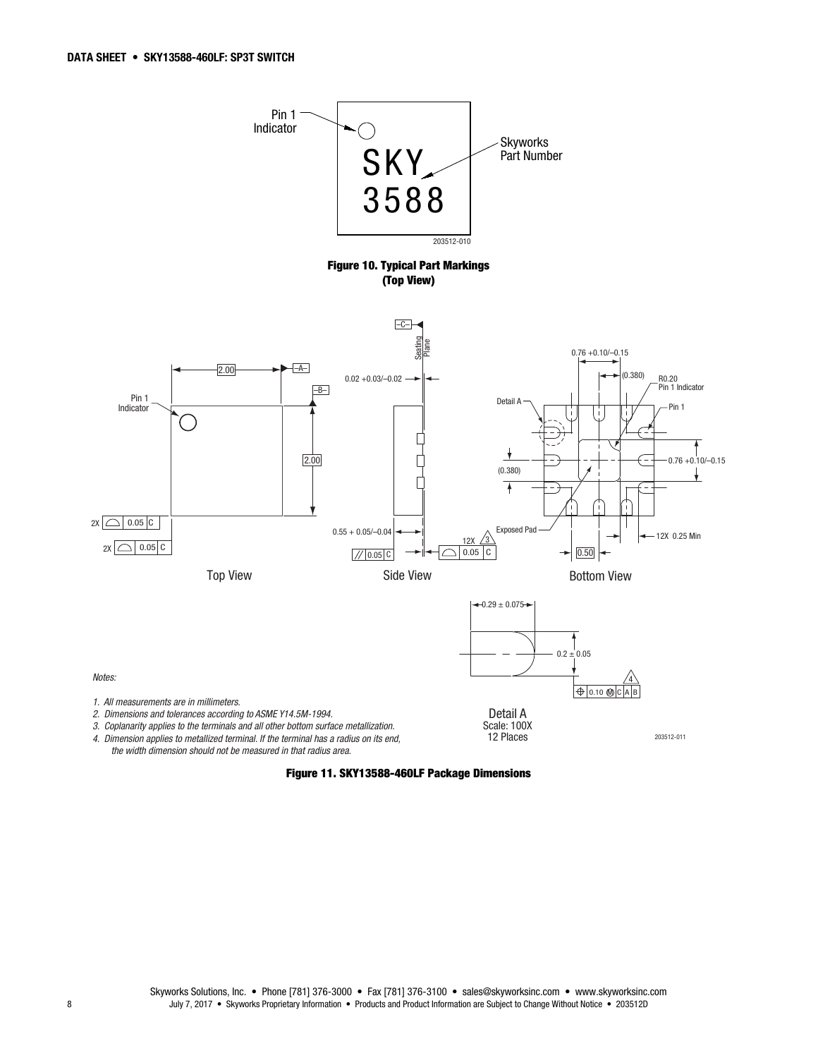**Figure 10. Typical Part Markings (Top View)**

**Figure 11. SKY13588-460LF Package Dimensions**

*Notes:*

*1. All measurements are in millimeters.*
*2. Dimensions and tolerances according to ASME Y14.5M-1994.*
*3. Coplanarity applies to the terminals and all other bottom surface metallization.*
*4. Dimension applies to metallized terminal. If the terminal has a radius on its end, the width dimension should not be measured in that radius area.*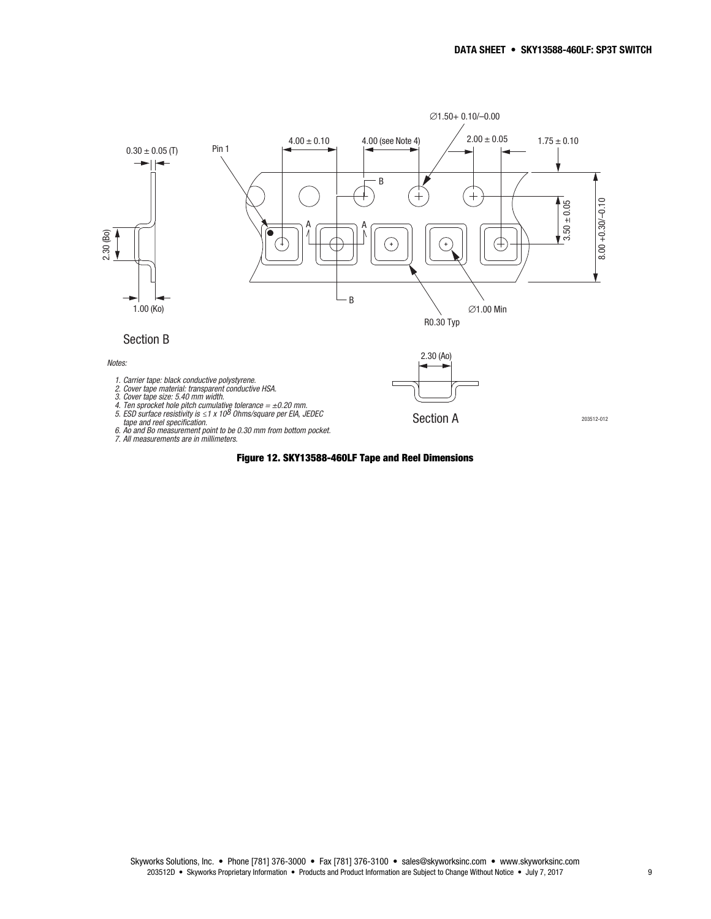Section B

Section A

*Notes:*

1. *Carrier tape: black conductive polystyrene.*
2. *Cover tape material: transparent conductive HSA.*
3. *Cover tape size: 5.40 mm width.*
4. *Ten sprocket hole pitch cumulative tolerance = ±0.20 mm.*
5. *ESD surface resistivity is ≤1 x $10^8$ Ohms/square per EIA, JEDEC tape and reel specification.*
6. *Ao and Bo measurement point to be 0.30 mm from bottom pocket.*
7. *All measurements are in millimeters.*

**Figure 12. SKY13588-460LF Tape and Reel Dimensions**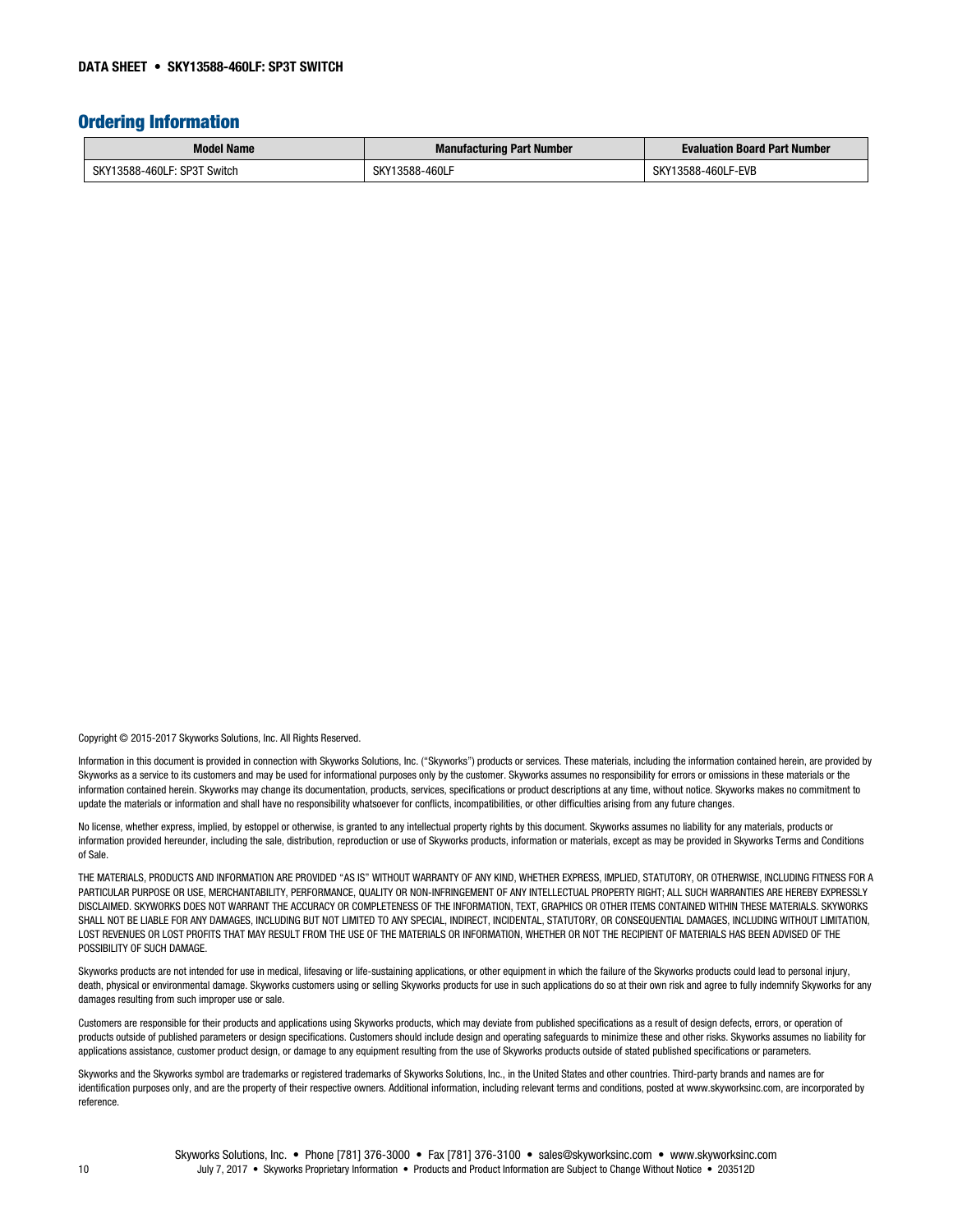## Ordering Information

| Model Name | Manufacturing Part Number | Evaluation Board Part Number |
|---|---|---|
| SKY13588-460LF: SP3T Switch | SKY13588-460LF | SKY13588-460LF-EVB |

Copyright © 2015-2017 Skyworks Solutions, Inc. All Rights Reserved.

Information in this document is provided in connection with Skyworks Solutions, Inc. ("Skyworks") products or services. These materials, including the information contained herein, are provided by Skyworks as a service to its customers and may be used for informational purposes only by the customer. Skyworks assumes no responsibility for errors or omissions in these materials or the information contained herein. Skyworks may change its documentation, products, services, specifications or product descriptions at any time, without notice. Skyworks makes no commitment to update the materials or information and shall have no responsibility whatsoever for conflicts, incompatibilities, or other difficulties arising from any future changes.

No license, whether express, implied, by estoppel or otherwise, is granted to any intellectual property rights by this document. Skyworks assumes no liability for any materials, products or information provided hereunder, including the sale, distribution, reproduction or use of Skyworks products, information or materials, except as may be provided in Skyworks Terms and Conditions of Sale.

THE MATERIALS, PRODUCTS AND INFORMATION ARE PROVIDED "AS IS" WITHOUT WARRANTY OF ANY KIND, WHETHER EXPRESS, IMPLIED, STATUTORY, OR OTHERWISE, INCLUDING FITNESS FOR A PARTICULAR PURPOSE OR USE, MERCHANTABILITY, PERFORMANCE, QUALITY OR NON-INFRINGEMENT OF ANY INTELLECTUAL PROPERTY RIGHT; ALL SUCH WARRANTIES ARE HEREBY EXPRESSLY DISCLAIMED. SKYWORKS DOES NOT WARRANT THE ACCURACY OR COMPLETENESS OF THE INFORMATION, TEXT, GRAPHICS OR OTHER ITEMS CONTAINED WITHIN THESE MATERIALS. SKYWORKS SHALL NOT BE LIABLE FOR ANY DAMAGES, INCLUDING BUT NOT LIMITED TO ANY SPECIAL, INDIRECT, INCIDENTAL, STATUTORY, OR CONSEQUENTIAL DAMAGES, INCLUDING WITHOUT LIMITATION, LOST REVENUES OR LOST PROFITS THAT MAY RESULT FROM THE USE OF THE MATERIALS OR INFORMATION, WHETHER OR NOT THE RECIPIENT OF MATERIALS HAS BEEN ADVISED OF THE POSSIBILITY OF SUCH DAMAGE.

Skyworks products are not intended for use in medical, lifesaving or life-sustaining applications, or other equipment in which the failure of the Skyworks products could lead to personal injury, death, physical or environmental damage. Skyworks customers using or selling Skyworks products for use in such applications do so at their own risk and agree to fully indemnify Skyworks for any damages resulting from such improper use or sale.

Customers are responsible for their products and applications using Skyworks products, which may deviate from published specifications as a result of design defects, errors, or operation of products outside of published parameters or design specifications. Customers should include design and operating safeguards to minimize these and other risks. Skyworks assumes no liability for applications assistance, customer product design, or damage to any equipment resulting from the use of Skyworks products outside of stated published specifications or parameters.

Skyworks and the Skyworks symbol are trademarks or registered trademarks of Skyworks Solutions, Inc., in the United States and other countries. Third-party brands and names are for identification purposes only, and are the property of their respective owners. Additional information, including relevant terms and conditions, posted at www.skyworksinc.com, are incorporated by reference.